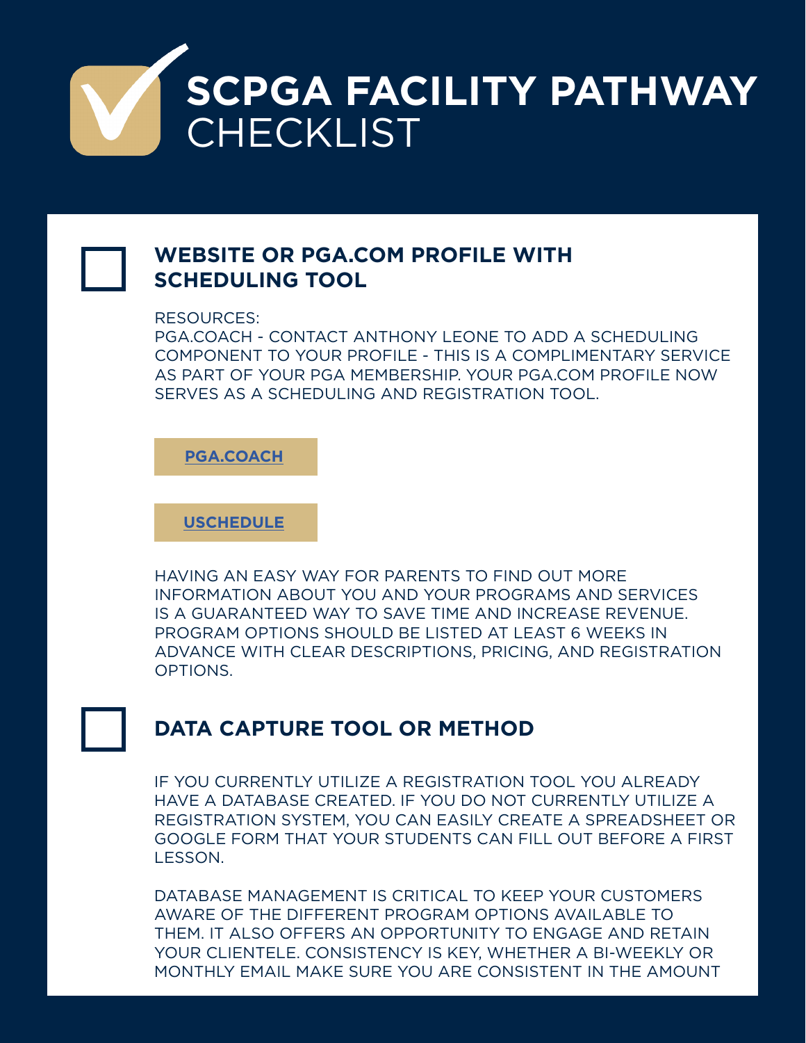# SCPGA FACILITY PATHWAY CHECKLIST

## ☐ WEBSITE OR PGA.COM PROFILE WITH SCHEDULING TOOL

RESOURCES:
PGA.COACH - CONTACT ANTHONY LEONE TO ADD A SCHEDULING COMPONENT TO YOUR PROFILE - THIS IS A COMPLIMENTARY SERVICE AS PART OF YOUR PGA MEMBERSHIP. YOUR PGA.COM PROFILE NOW SERVES AS A SCHEDULING AND REGISTRATION TOOL.

**PGA.COACH**

**USCHEDULE**

HAVING AN EASY WAY FOR PARENTS TO FIND OUT MORE INFORMATION ABOUT YOU AND YOUR PROGRAMS AND SERVICES IS A GUARANTEED WAY TO SAVE TIME AND INCREASE REVENUE. PROGRAM OPTIONS SHOULD BE LISTED AT LEAST 6 WEEKS IN ADVANCE WITH CLEAR DESCRIPTIONS, PRICING, AND REGISTRATION OPTIONS.

## ☐ DATA CAPTURE TOOL OR METHOD

IF YOU CURRENTLY UTILIZE A REGISTRATION TOOL YOU ALREADY HAVE A DATABASE CREATED. IF YOU DO NOT CURRENTLY UTILIZE A REGISTRATION SYSTEM, YOU CAN EASILY CREATE A SPREADSHEET OR GOOGLE FORM THAT YOUR STUDENTS CAN FILL OUT BEFORE A FIRST LESSON.

DATABASE MANAGEMENT IS CRITICAL TO KEEP YOUR CUSTOMERS AWARE OF THE DIFFERENT PROGRAM OPTIONS AVAILABLE TO THEM. IT ALSO OFFERS AN OPPORTUNITY TO ENGAGE AND RETAIN YOUR CLIENTELE. CONSISTENCY IS KEY, WHETHER A BI-WEEKLY OR MONTHLY EMAIL MAKE SURE YOU ARE CONSISTENT IN THE AMOUNT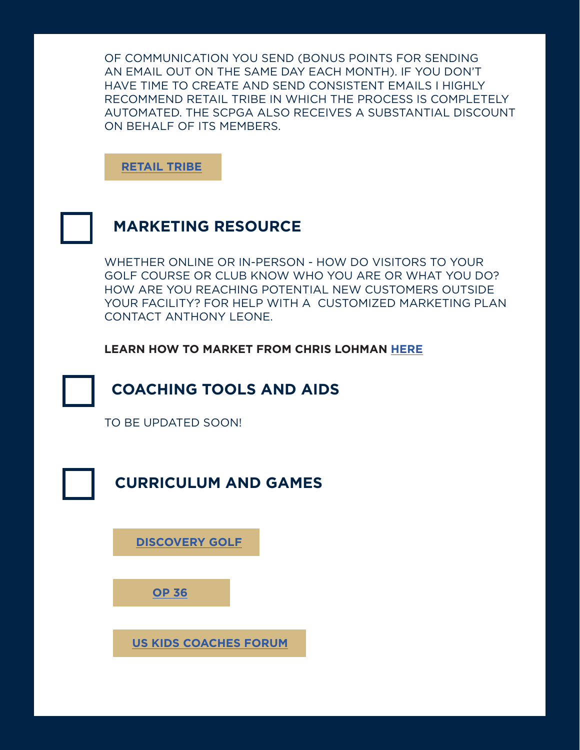OF COMMUNICATION YOU SEND (BONUS POINTS FOR SENDING AN EMAIL OUT ON THE SAME DAY EACH MONTH). IF YOU DON'T HAVE TIME TO CREATE AND SEND CONSISTENT EMAILS I HIGHLY RECOMMEND RETAIL TRIBE IN WHICH THE PROCESS IS COMPLETELY AUTOMATED. THE SCPGA ALSO RECEIVES A SUBSTANTIAL DISCOUNT ON BEHALF OF ITS MEMBERS.

**RETAIL TRIBE**

## MARKETING RESOURCE

WHETHER ONLINE OR IN-PERSON - HOW DO VISITORS TO YOUR GOLF COURSE OR CLUB KNOW WHO YOU ARE OR WHAT YOU DO? HOW ARE YOU REACHING POTENTIAL NEW CUSTOMERS OUTSIDE YOUR FACILITY? FOR HELP WITH A CUSTOMIZED MARKETING PLAN CONTACT ANTHONY LEONE.

**LEARN HOW TO MARKET FROM CHRIS LOHMAN HERE**

## COACHING TOOLS AND AIDS

TO BE UPDATED SOON!

## CURRICULUM AND GAMES

**DISCOVERY GOLF**

**OP 36**

**US KIDS COACHES FORUM**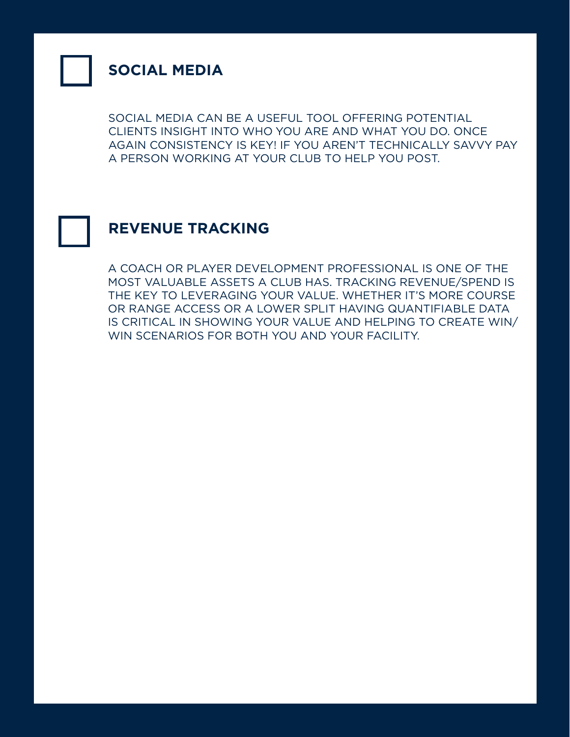## ☐ SOCIAL MEDIA

SOCIAL MEDIA CAN BE A USEFUL TOOL OFFERING POTENTIAL CLIENTS INSIGHT INTO WHO YOU ARE AND WHAT YOU DO. ONCE AGAIN CONSISTENCY IS KEY! IF YOU AREN'T TECHNICALLY SAVVY PAY A PERSON WORKING AT YOUR CLUB TO HELP YOU POST.

## ☐ REVENUE TRACKING

A COACH OR PLAYER DEVELOPMENT PROFESSIONAL IS ONE OF THE MOST VALUABLE ASSETS A CLUB HAS. TRACKING REVENUE/SPEND IS THE KEY TO LEVERAGING YOUR VALUE. WHETHER IT'S MORE COURSE OR RANGE ACCESS OR A LOWER SPLIT HAVING QUANTIFIABLE DATA IS CRITICAL IN SHOWING YOUR VALUE AND HELPING TO CREATE WIN/WIN SCENARIOS FOR BOTH YOU AND YOUR FACILITY.